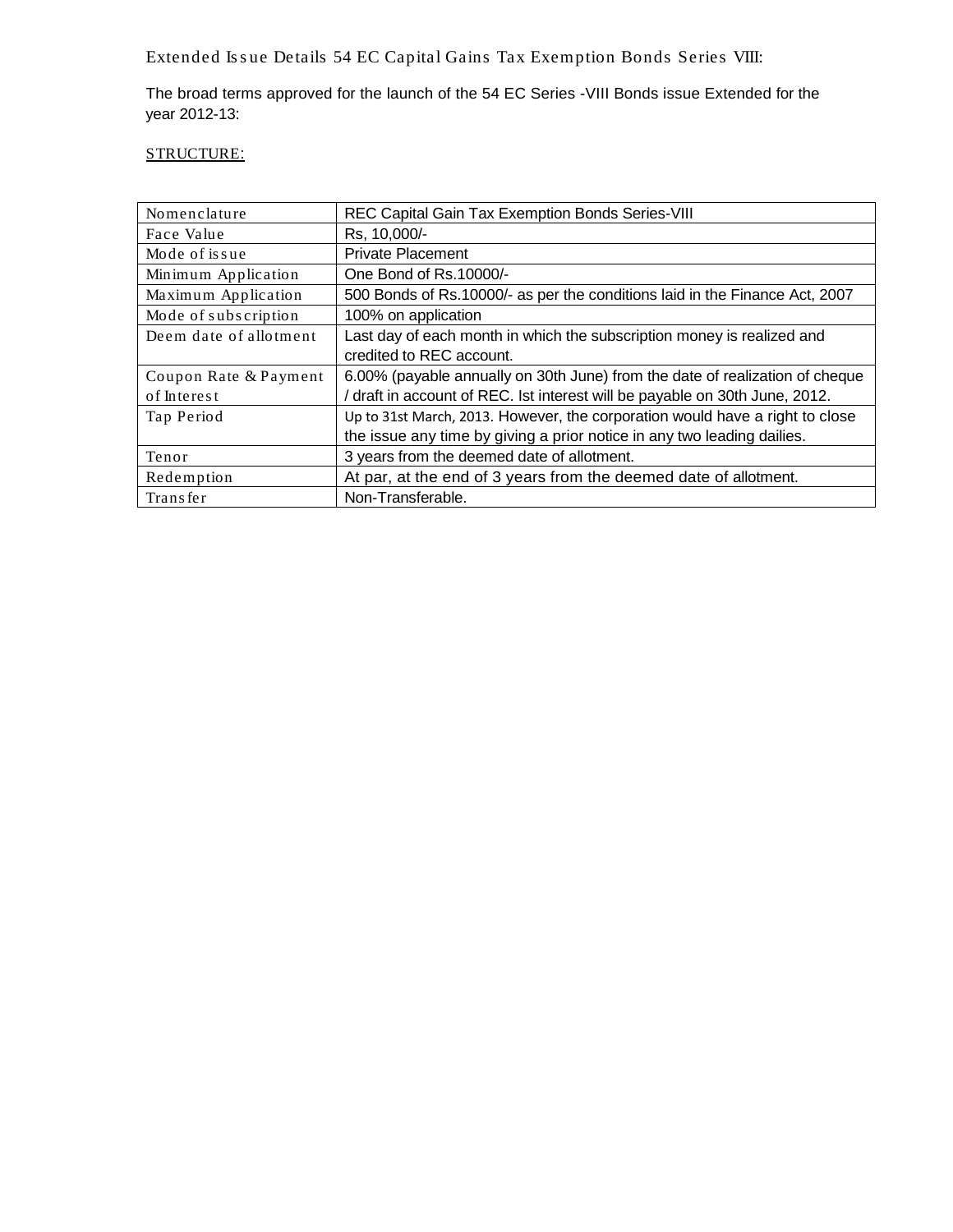Extended Issue Details 54 EC Capital Gains Tax Exemption Bonds Series VIII:

The broad terms approved for the launch of the 54 EC Series -VIII Bonds issue Extended for the year 2012-13:

STRUCTURE:

| | |
|---|---|
| Nomenclature | REC Capital Gain Tax Exemption Bonds Series-VIII |
| Face Value | Rs, 10,000/- |
| Mode of issue | Private Placement |
| Minimum Application | One Bond of Rs.10000/- |
| Maximum Application | 500 Bonds of Rs.10000/- as per the conditions laid in the Finance Act, 2007 |
| Mode of subscription | 100% on application |
| Deem date of allotment | Last day of each month in which the subscription money is realized and credited to REC account. |
| Coupon Rate & Payment of Interest | 6.00% (payable annually on 30th June) from the date of realization of cheque / draft in account of REC. Ist interest will be payable on 30th June, 2012. |
| Tap Period | Up to 31st March, 2013. However, the corporation would have a right to close the issue any time by giving a prior notice in any two leading dailies. |
| Tenor | 3 years from the deemed date of allotment. |
| Redemption | At par, at the end of 3 years from the deemed date of allotment. |
| Transfer | Non-Transferable. |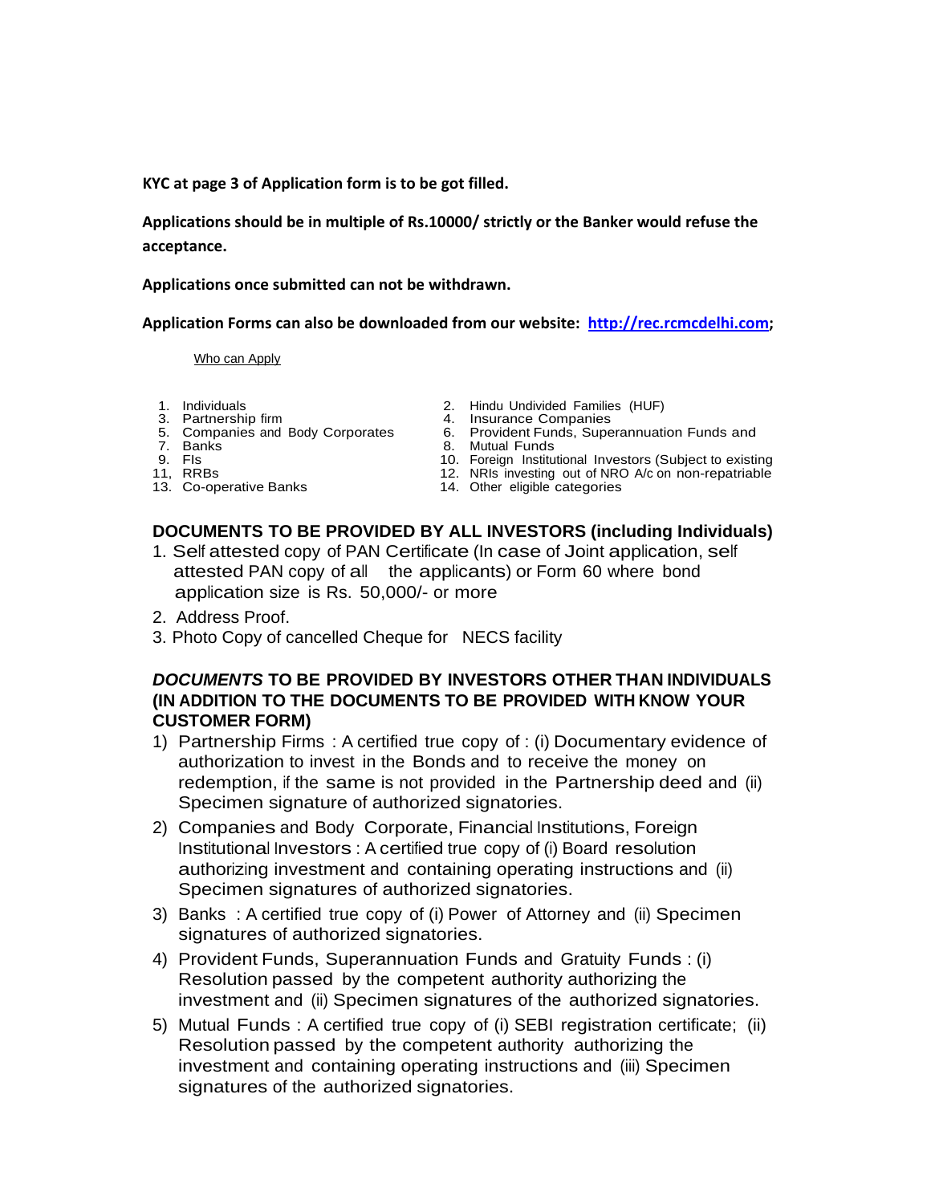**KYC at page 3 of Application form is to be got filled.**

**Applications should be in multiple of Rs.10000/ strictly or the Banker would refuse the acceptance.**

**Applications once submitted can not be withdrawn.**

**Application Forms can also be downloaded from our website: [http://rec.rcmcdelhi.com](http://rec.rcmcdelhi.com);**

Who can Apply

1. Individuals
2. Hindu Undivided Families (HUF)
3. Partnership firm
4. Insurance Companies
5. Companies and Body Corporates
6. Provident Funds, Superannuation Funds and
7. Banks
8. Mutual Funds
9. FIs
10. Foreign Institutional Investors (Subject to existing
11. RRBs
12. NRIs investing out of NRO A/c on non-repatriable
13. Co-operative Banks
14. Other eligible categories

**DOCUMENTS TO BE PROVIDED BY ALL INVESTORS (including Individuals)**

1. Self attested copy of PAN Certificate (In case of Joint application, self attested PAN copy of all the applicants) or Form 60 where bond application size is Rs. 50,000/- or more
2. Address Proof.
3. Photo Copy of cancelled Cheque for NECS facility

***DOCUMENTS* TO BE PROVIDED BY INVESTORS OTHER THAN INDIVIDUALS (IN ADDITION TO THE DOCUMENTS TO BE PROVIDED WITH KNOW YOUR CUSTOMER FORM)**

1) Partnership Firms : A certified true copy of : (i) Documentary evidence of authorization to invest in the Bonds and to receive the money on redemption, if the same is not provided in the Partnership deed and (ii) Specimen signature of authorized signatories.
2) Companies and Body Corporate, Financial Institutions, Foreign Institutional Investors : A certified true copy of (i) Board resolution authorizing investment and containing operating instructions and (ii) Specimen signatures of authorized signatories.
3) Banks : A certified true copy of (i) Power of Attorney and (ii) Specimen signatures of authorized signatories.
4) Provident Funds, Superannuation Funds and Gratuity Funds : (i) Resolution passed by the competent authority authorizing the investment and (ii) Specimen signatures of the authorized signatories.
5) Mutual Funds : A certified true copy of (i) SEBI registration certificate; (ii) Resolution passed by the competent authority authorizing the investment and containing operating instructions and (iii) Specimen signatures of the authorized signatories.